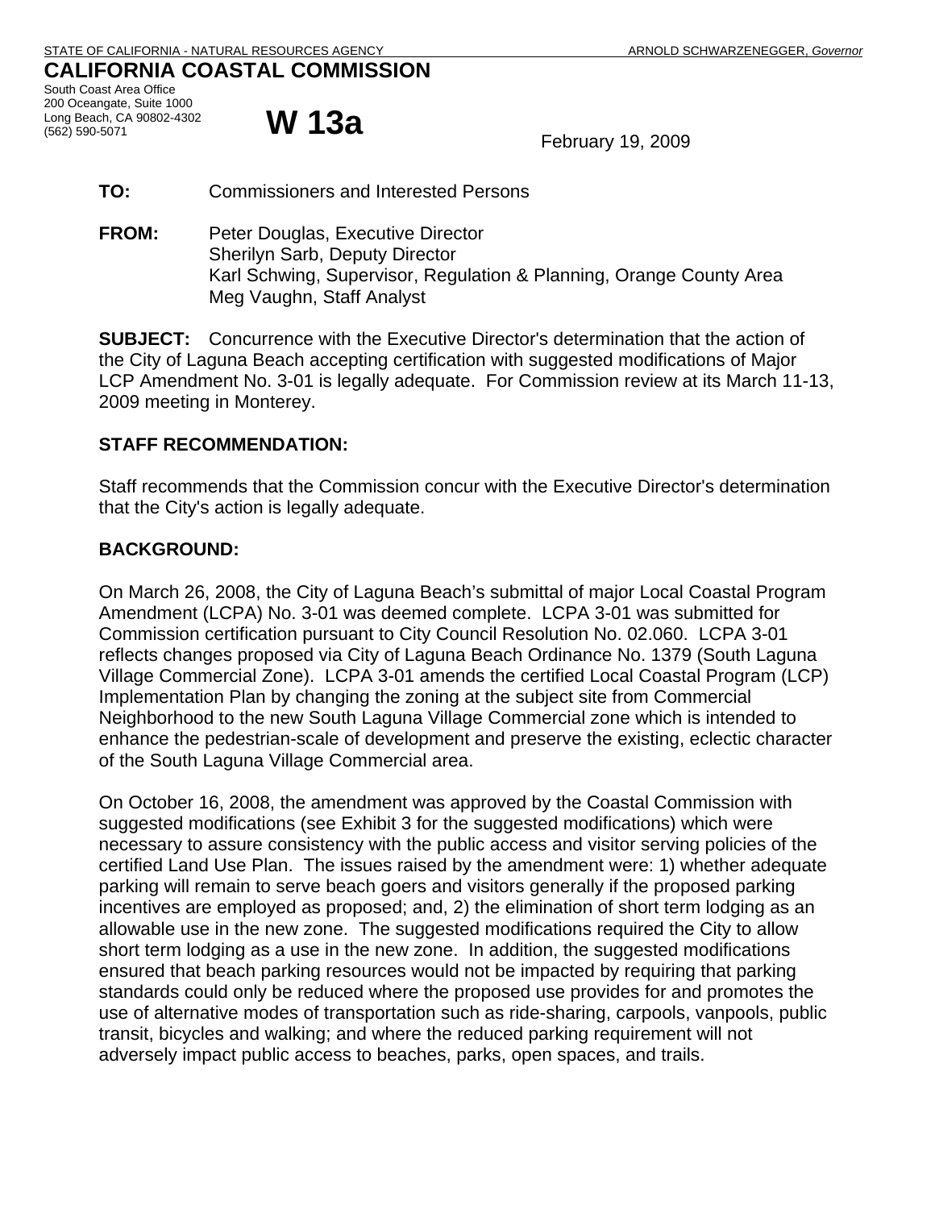STATE OF CALIFORNIA - NATURAL RESOURCES AGENCY ARNOLD SCHWARZENEGGER, *Governor*

# CALIFORNIA COASTAL COMMISSION

South Coast Area Office
200 Oceangate, Suite 1000
Long Beach, CA 90802-4302
(562) 590-5071

# W 13a

February 19, 2009

**TO:** Commissioners and Interested Persons

**FROM:** Peter Douglas, Executive Director
Sherilyn Sarb, Deputy Director
Karl Schwing, Supervisor, Regulation & Planning, Orange County Area
Meg Vaughn, Staff Analyst

**SUBJECT:** Concurrence with the Executive Director's determination that the action of the City of Laguna Beach accepting certification with suggested modifications of Major LCP Amendment No. 3-01 is legally adequate. For Commission review at its March 11-13, 2009 meeting in Monterey.

## STAFF RECOMMENDATION:

Staff recommends that the Commission concur with the Executive Director's determination that the City's action is legally adequate.

## BACKGROUND:

On March 26, 2008, the City of Laguna Beach's submittal of major Local Coastal Program Amendment (LCPA) No. 3-01 was deemed complete. LCPA 3-01 was submitted for Commission certification pursuant to City Council Resolution No. 02.060. LCPA 3-01 reflects changes proposed via City of Laguna Beach Ordinance No. 1379 (South Laguna Village Commercial Zone). LCPA 3-01 amends the certified Local Coastal Program (LCP) Implementation Plan by changing the zoning at the subject site from Commercial Neighborhood to the new South Laguna Village Commercial zone which is intended to enhance the pedestrian-scale of development and preserve the existing, eclectic character of the South Laguna Village Commercial area.

On October 16, 2008, the amendment was approved by the Coastal Commission with suggested modifications (see Exhibit 3 for the suggested modifications) which were necessary to assure consistency with the public access and visitor serving policies of the certified Land Use Plan. The issues raised by the amendment were: 1) whether adequate parking will remain to serve beach goers and visitors generally if the proposed parking incentives are employed as proposed; and, 2) the elimination of short term lodging as an allowable use in the new zone. The suggested modifications required the City to allow short term lodging as a use in the new zone. In addition, the suggested modifications ensured that beach parking resources would not be impacted by requiring that parking standards could only be reduced where the proposed use provides for and promotes the use of alternative modes of transportation such as ride-sharing, carpools, vanpools, public transit, bicycles and walking; and where the reduced parking requirement will not adversely impact public access to beaches, parks, open spaces, and trails.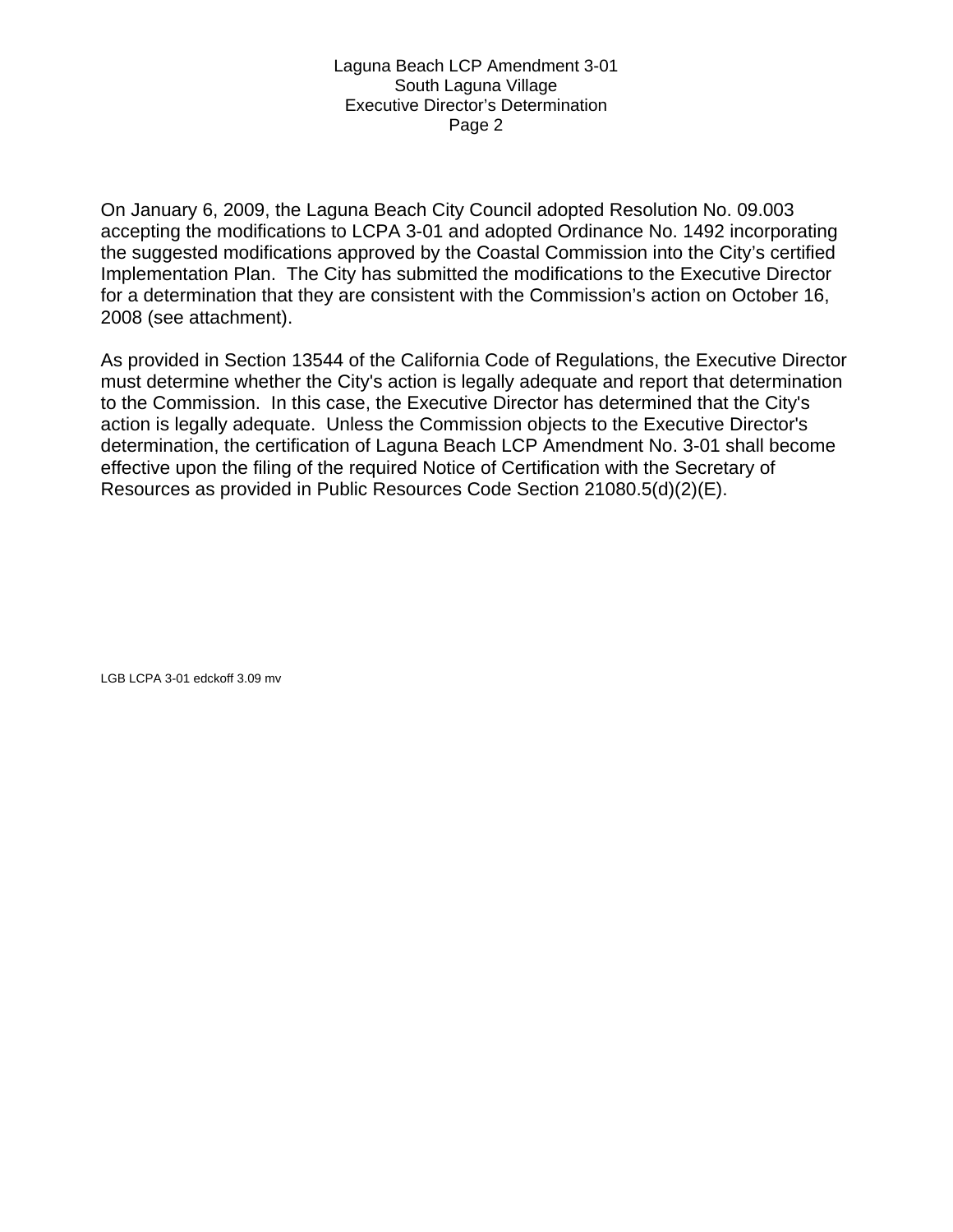On January 6, 2009, the Laguna Beach City Council adopted Resolution No. 09.003 accepting the modifications to LCPA 3-01 and adopted Ordinance No. 1492 incorporating the suggested modifications approved by the Coastal Commission into the City's certified Implementation Plan. The City has submitted the modifications to the Executive Director for a determination that they are consistent with the Commission's action on October 16, 2008 (see attachment).

As provided in Section 13544 of the California Code of Regulations, the Executive Director must determine whether the City's action is legally adequate and report that determination to the Commission. In this case, the Executive Director has determined that the City's action is legally adequate. Unless the Commission objects to the Executive Director's determination, the certification of Laguna Beach LCP Amendment No. 3-01 shall become effective upon the filing of the required Notice of Certification with the Secretary of Resources as provided in Public Resources Code Section 21080.5(d)(2)(E).

LGB LCPA 3-01 edckoff 3.09 mv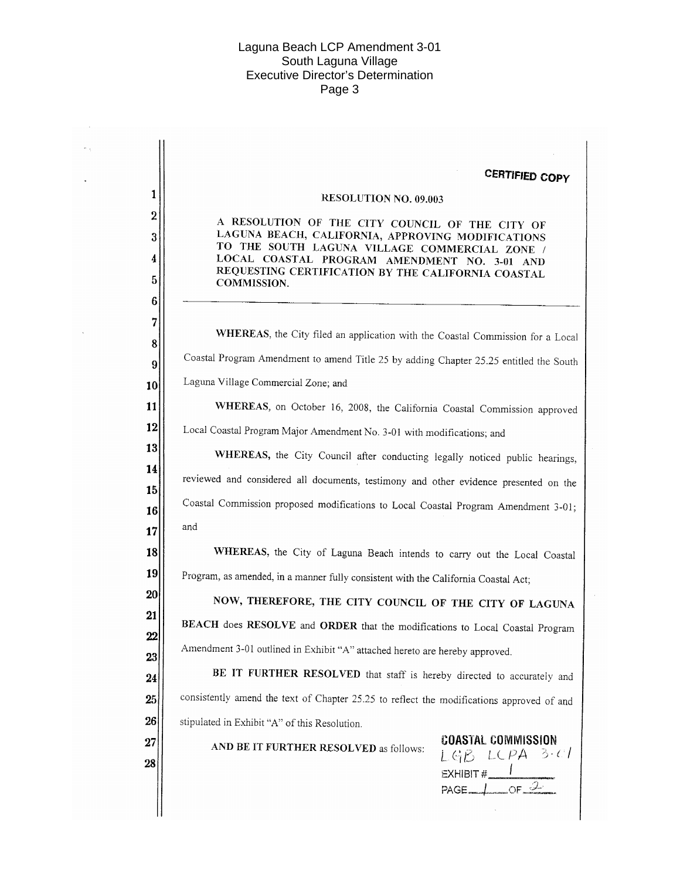CERTIFIED COPY

RESOLUTION NO. 09.003

A RESOLUTION OF THE CITY COUNCIL OF THE CITY OF LAGUNA BEACH, CALIFORNIA, APPROVING MODIFICATIONS TO THE SOUTH LAGUNA VILLAGE COMMERCIAL ZONE / LOCAL COASTAL PROGRAM AMENDMENT NO. 3-01 AND REQUESTING CERTIFICATION BY THE CALIFORNIA COASTAL COMMISSION.

---

**WHEREAS**, the City filed an application with the Coastal Commission for a Local Coastal Program Amendment to amend Title 25 by adding Chapter 25.25 entitled the South Laguna Village Commercial Zone; and

**WHEREAS**, on October 16, 2008, the California Coastal Commission approved Local Coastal Program Major Amendment No. 3-01 with modifications; and

**WHEREAS,** the City Council after conducting legally noticed public hearings, reviewed and considered all documents, testimony and other evidence presented on the Coastal Commission proposed modifications to Local Coastal Program Amendment 3-01; and

**WHEREAS,** the City of Laguna Beach intends to carry out the Local Coastal Program, as amended, in a manner fully consistent with the California Coastal Act;

**NOW, THEREFORE, THE CITY COUNCIL OF THE CITY OF LAGUNA BEACH** does **RESOLVE** and **ORDER** that the modifications to Local Coastal Program Amendment 3-01 outlined in Exhibit "A" attached hereto are hereby approved.

**BE IT FURTHER RESOLVED** that staff is hereby directed to accurately and consistently amend the text of Chapter 25.25 to reflect the modifications approved of and stipulated in Exhibit "A" of this Resolution.

**AND BE IT FURTHER RESOLVED** as follows:

COASTAL COMMISSION
LGB LCPA 3-01
EXHIBIT # 1
PAGE 1 OF 2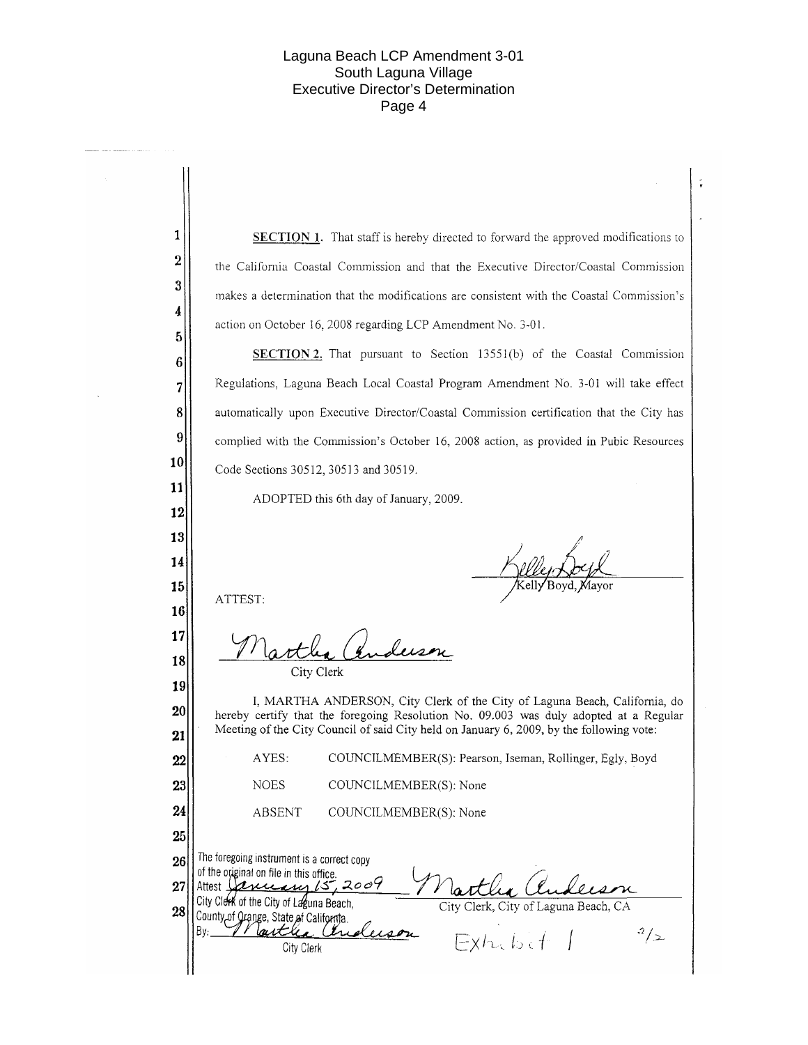**SECTION 1.** That staff is hereby directed to forward the approved modifications to the California Coastal Commission and that the Executive Director/Coastal Commission makes a determination that the modifications are consistent with the Coastal Commission's action on October 16, 2008 regarding LCP Amendment No. 3-01.

**SECTION 2.** That pursuant to Section 13551(b) of the Coastal Commission Regulations, Laguna Beach Local Coastal Program Amendment No. 3-01 will take effect automatically upon Executive Director/Coastal Commission certification that the City has complied with the Commission's October 16, 2008 action, as provided in Pubic Resources Code Sections 30512, 30513 and 30519.

ADOPTED this 6th day of January, 2009.

Kelly Boyd, Mayor

ATTEST:

City Clerk

I, MARTHA ANDERSON, City Clerk of the City of Laguna Beach, California, do hereby certify that the foregoing Resolution No. 09.003 was duly adopted at a Regular Meeting of the City Council of said City held on January 6, 2009, by the following vote:

AYES: COUNCILMEMBER(S): Pearson, Iseman, Rollinger, Egly, Boyd

NOES COUNCILMEMBER(S): None

ABSENT COUNCILMEMBER(S): None

The foregoing instrument is a correct copy of the original on file in this office.
Attest January 15, 2009
City Clerk of the City of Laguna Beach,
County of Orange, State of California.
By: Martha Anderson
City Clerk

City Clerk, City of Laguna Beach, CA

Exhibit 1 2/2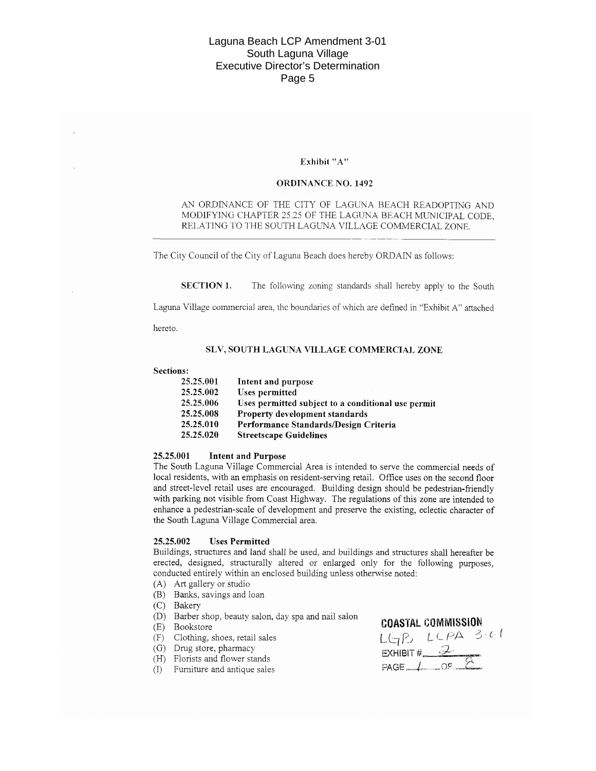Exhibit "A"

**ORDINANCE NO. 1492**

AN ORDINANCE OF THE CITY OF LAGUNA BEACH READOPTING AND MODIFYING CHAPTER 25.25 OF THE LAGUNA BEACH MUNICIPAL CODE, RELATING TO THE SOUTH LAGUNA VILLAGE COMMERCIAL ZONE.

---

The City Council of the City of Laguna Beach does hereby ORDAIN as follows:

**SECTION 1.** The following zoning standards shall hereby apply to the South Laguna Village commercial area, the boundaries of which are defined in "Exhibit A" attached hereto.

## SLV, SOUTH LAGUNA VILLAGE COMMERCIAL ZONE

**Sections:**

| | |
|---|---|
| **25.25.001** | **Intent and purpose** |
| **25.25.002** | **Uses permitted** |
| **25.25.006** | **Uses permitted subject to a conditional use permit** |
| **25.25.008** | **Property development standards** |
| **25.25.010** | **Performance Standards/Design Criteria** |
| **25.25.020** | **Streetscape Guidelines** |

### 25.25.001 Intent and Purpose

The South Laguna Village Commercial Area is intended to serve the commercial needs of local residents, with an emphasis on resident-serving retail. Office uses on the second floor and street-level retail uses are encouraged. Building design should be pedestrian-friendly with parking not visible from Coast Highway. The regulations of this zone are intended to enhance a pedestrian-scale of development and preserve the existing, eclectic character of the South Laguna Village Commercial area.

### 25.25.002 Uses Permitted

Buildings, structures and land shall be used, and buildings and structures shall hereafter be erected, designed, structurally altered or enlarged only for the following purposes, conducted entirely within an enclosed building unless otherwise noted:

(A) Art gallery or studio
(B) Banks, savings and loan
(C) Bakery
(D) Barber shop, beauty salon, day spa and nail salon
(E) Bookstore
(F) Clothing, shoes, retail sales
(G) Drug store, pharmacy
(H) Florists and flower stands
(I) Furniture and antique sales

COASTAL COMMISSION
LGB LCPA 3-01
EXHIBIT # 2
PAGE 1 OF 8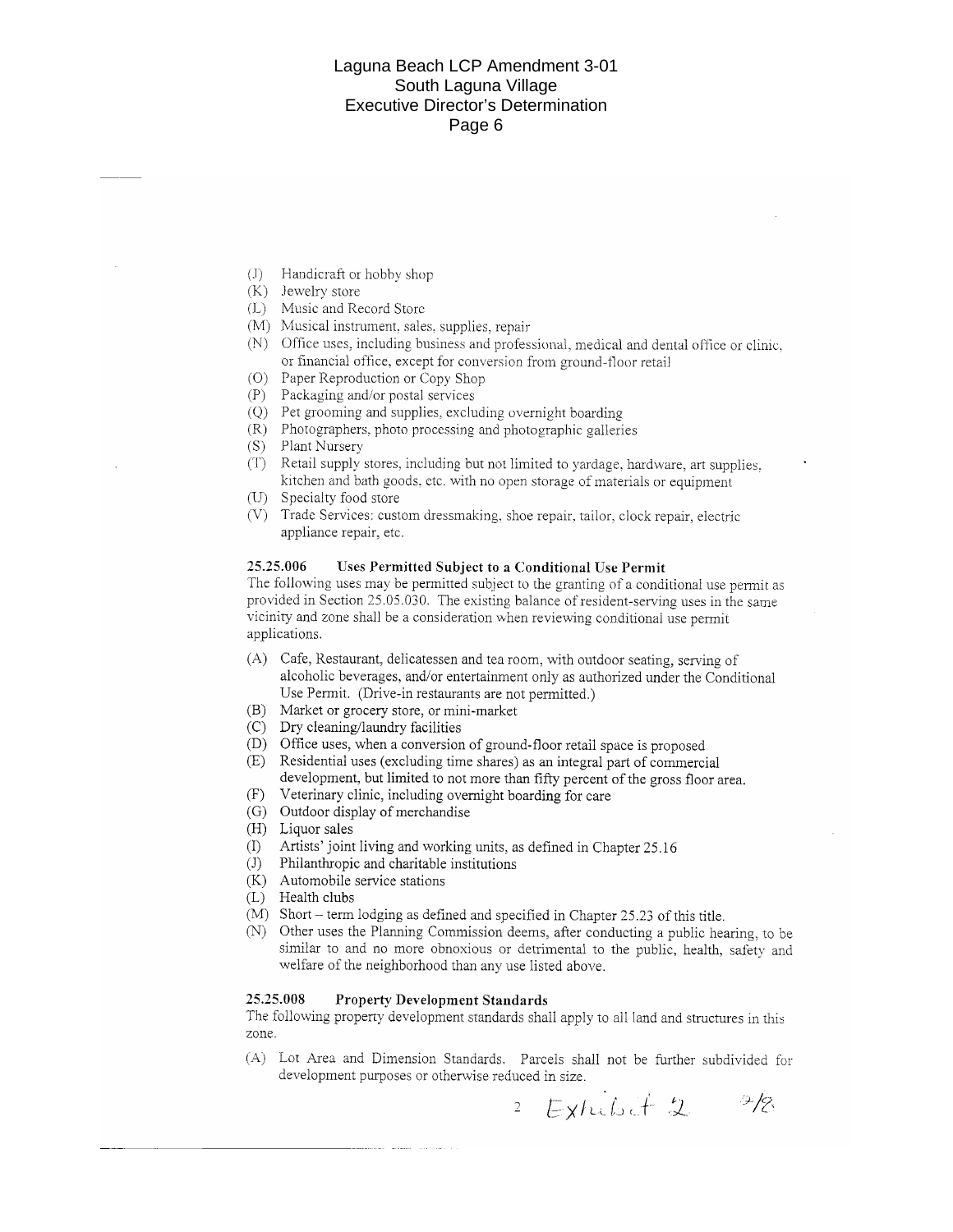(J) Handicraft or hobby shop
(K) Jewelry store
(L) Music and Record Store
(M) Musical instrument, sales, supplies, repair
(N) Office uses, including business and professional, medical and dental office or clinic, or financial office, except for conversion from ground-floor retail
(O) Paper Reproduction or Copy Shop
(P) Packaging and/or postal services
(Q) Pet grooming and supplies, excluding overnight boarding
(R) Photographers, photo processing and photographic galleries
(S) Plant Nursery
(T) Retail supply stores, including but not limited to yardage, hardware, art supplies, kitchen and bath goods, etc. with no open storage of materials or equipment
(U) Specialty food store
(V) Trade Services: custom dressmaking, shoe repair, tailor, clock repair, electric appliance repair, etc.

**25.25.006 Uses Permitted Subject to a Conditional Use Permit**

The following uses may be permitted subject to the granting of a conditional use permit as provided in Section 25.05.030. The existing balance of resident-serving uses in the same vicinity and zone shall be a consideration when reviewing conditional use permit applications.

(A) Cafe, Restaurant, delicatessen and tea room, with outdoor seating, serving of alcoholic beverages, and/or entertainment only as authorized under the Conditional Use Permit. (Drive-in restaurants are not permitted.)
(B) Market or grocery store, or mini-market
(C) Dry cleaning/laundry facilities
(D) Office uses, when a conversion of ground-floor retail space is proposed
(E) Residential uses (excluding time shares) as an integral part of commercial development, but limited to not more than fifty percent of the gross floor area.
(F) Veterinary clinic, including overnight boarding for care
(G) Outdoor display of merchandise
(H) Liquor sales
(I) Artists' joint living and working units, as defined in Chapter 25.16
(J) Philanthropic and charitable institutions
(K) Automobile service stations
(L) Health clubs
(M) Short – term lodging as defined and specified in Chapter 25.23 of this title.
(N) Other uses the Planning Commission deems, after conducting a public hearing, to be similar to and no more obnoxious or detrimental to the public, health, safety and welfare of the neighborhood than any use listed above.

**25.25.008 Property Development Standards**

The following property development standards shall apply to all land and structures in this zone.

(A) Lot Area and Dimension Standards. Parcels shall not be further subdivided for development purposes or otherwise reduced in size.

2 Exhibit 2 2/8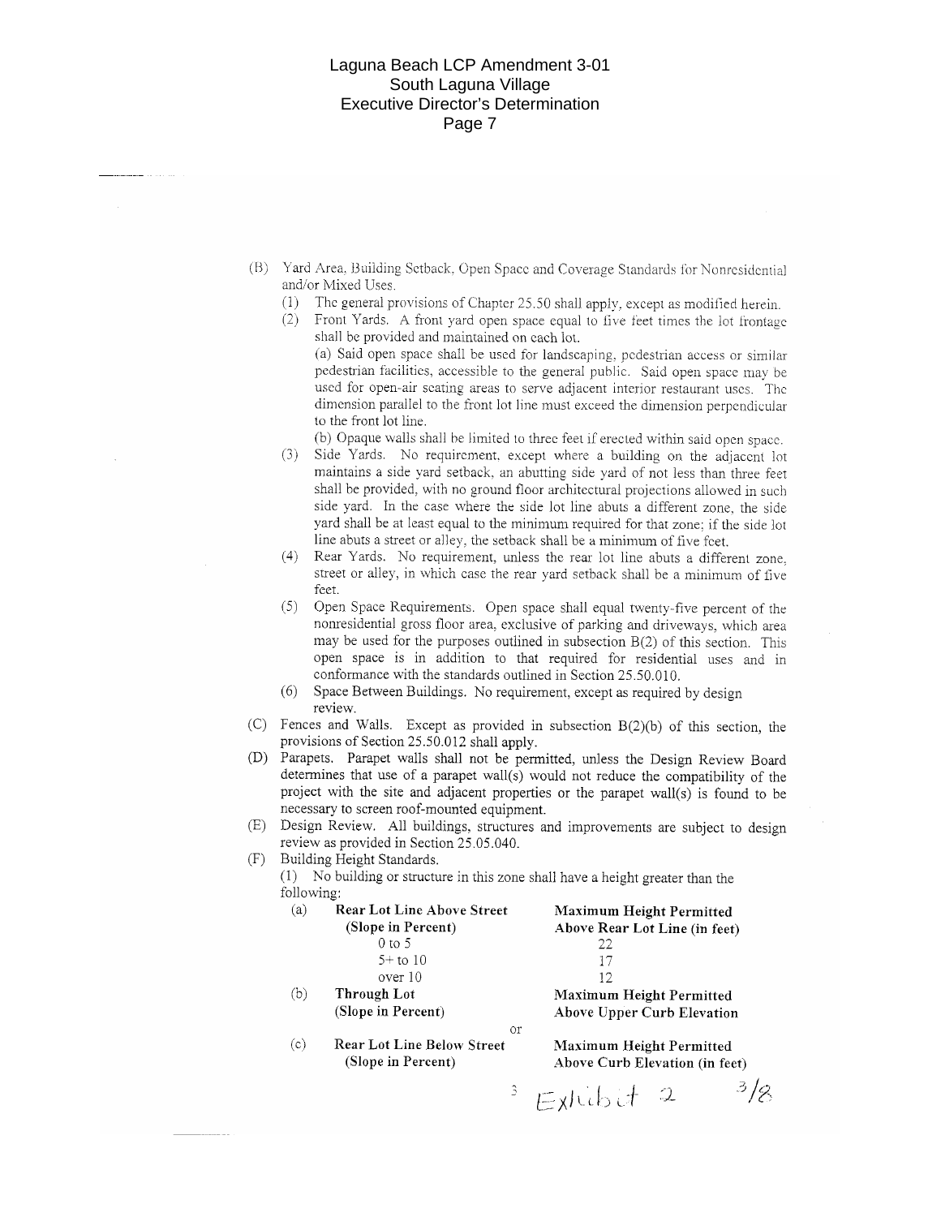(B) Yard Area, Building Setback, Open Space and Coverage Standards for Nonresidential and/or Mixed Uses.

(1) The general provisions of Chapter 25.50 shall apply, except as modified herein.

(2) Front Yards. A front yard open space equal to five feet times the lot frontage shall be provided and maintained on each lot.

(a) Said open space shall be used for landscaping, pedestrian access or similar pedestrian facilities, accessible to the general public. Said open space may be used for open-air seating areas to serve adjacent interior restaurant uses. The dimension parallel to the front lot line must exceed the dimension perpendicular to the front lot line.

(b) Opaque walls shall be limited to three feet if erected within said open space.

(3) Side Yards. No requirement, except where a building on the adjacent lot maintains a side yard setback, an abutting side yard of not less than three feet shall be provided, with no ground floor architectural projections allowed in such side yard. In the case where the side lot line abuts a different zone, the side yard shall be at least equal to the minimum required for that zone; if the side lot line abuts a street or alley, the setback shall be a minimum of five feet.

(4) Rear Yards. No requirement, unless the rear lot line abuts a different zone, street or alley, in which case the rear yard setback shall be a minimum of five feet.

(5) Open Space Requirements. Open space shall equal twenty-five percent of the nonresidential gross floor area, exclusive of parking and driveways, which area may be used for the purposes outlined in subsection B(2) of this section. This open space is in addition to that required for residential uses and in conformance with the standards outlined in Section 25.50.010.

(6) Space Between Buildings. No requirement, except as required by design review.

(C) Fences and Walls. Except as provided in subsection B(2)(b) of this section, the provisions of Section 25.50.012 shall apply.

(D) Parapets. Parapet walls shall not be permitted, unless the Design Review Board determines that use of a parapet wall(s) would not reduce the compatibility of the project with the site and adjacent properties or the parapet wall(s) is found to be necessary to screen roof-mounted equipment.

(E) Design Review. All buildings, structures and improvements are subject to design review as provided in Section 25.05.040.

(F) Building Height Standards.

(1) No building or structure in this zone shall have a height greater than the following:

| | | |
|---|---|---|
| (a) | **Rear Lot Line Above Street (Slope in Percent)** | **Maximum Height Permitted Above Rear Lot Line (in feet)** |
| | 0 to 5 | 22 |
| | 5+ to 10 | 17 |
| | over 10 | 12 |
| (b) | **Through Lot (Slope in Percent)** | **Maximum Height Permitted Above Upper Curb Elevation** |
| | or | |
| (c) | **Rear Lot Line Below Street (Slope in Percent)** | **Maximum Height Permitted Above Curb Elevation (in feet)** |

Exhibit 2 3/8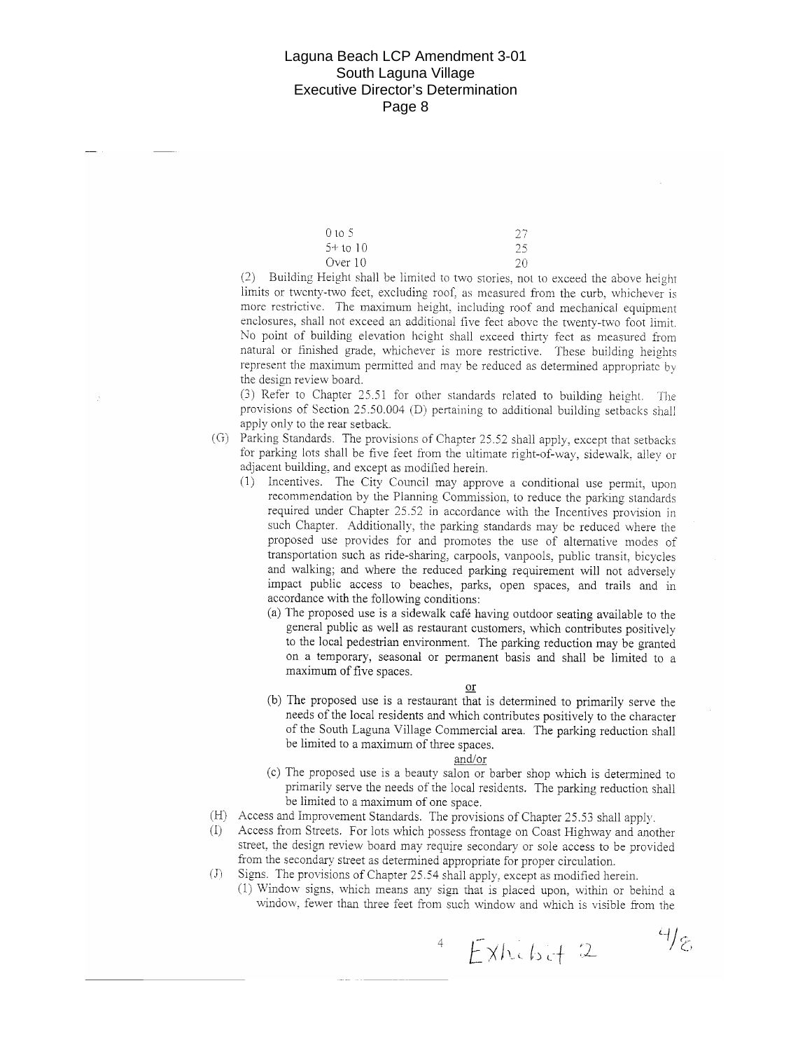| | |
|---|---|
| 0 to 5 | 27 |
| 5+ to 10 | 25 |
| Over 10 | 20 |

(2) Building Height shall be limited to two stories, not to exceed the above height limits or twenty-two feet, excluding roof, as measured from the curb, whichever is more restrictive. The maximum height, including roof and mechanical equipment enclosures, shall not exceed an additional five feet above the twenty-two foot limit. No point of building elevation height shall exceed thirty feet as measured from natural or finished grade, whichever is more restrictive. These building heights represent the maximum permitted and may be reduced as determined appropriate by the design review board.

(3) Refer to Chapter 25.51 for other standards related to building height. The provisions of Section 25.50.004 (D) pertaining to additional building setbacks shall apply only to the rear setback.

(G) Parking Standards. The provisions of Chapter 25.52 shall apply, except that setbacks for parking lots shall be five feet from the ultimate right-of-way, sidewalk, alley or adjacent building, and except as modified herein.

(1) Incentives. The City Council may approve a conditional use permit, upon recommendation by the Planning Commission, to reduce the parking standards required under Chapter 25.52 in accordance with the Incentives provision in such Chapter. Additionally, the parking standards may be reduced where the proposed use provides for and promotes the use of alternative modes of transportation such as ride-sharing, carpools, vanpools, public transit, bicycles and walking; and where the reduced parking requirement will not adversely impact public access to beaches, parks, open spaces, and trails and in accordance with the following conditions:

(a) The proposed use is a sidewalk café having outdoor seating available to the general public as well as restaurant customers, which contributes positively to the local pedestrian environment. The parking reduction may be granted on a temporary, seasonal or permanent basis and shall be limited to a maximum of five spaces.

or

(b) The proposed use is a restaurant that is determined to primarily serve the needs of the local residents and which contributes positively to the character of the South Laguna Village Commercial area. The parking reduction shall be limited to a maximum of three spaces.

and/or

(c) The proposed use is a beauty salon or barber shop which is determined to primarily serve the needs of the local residents. The parking reduction shall be limited to a maximum of one space.

(H) Access and Improvement Standards. The provisions of Chapter 25.53 shall apply.

(I) Access from Streets. For lots which possess frontage on Coast Highway and another street, the design review board may require secondary or sole access to be provided from the secondary street as determined appropriate for proper circulation.

(J) Signs. The provisions of Chapter 25.54 shall apply, except as modified herein.

(1) Window signs, which means any sign that is placed upon, within or behind a window, fewer than three feet from such window and which is visible from the

Exhibit 2 4/8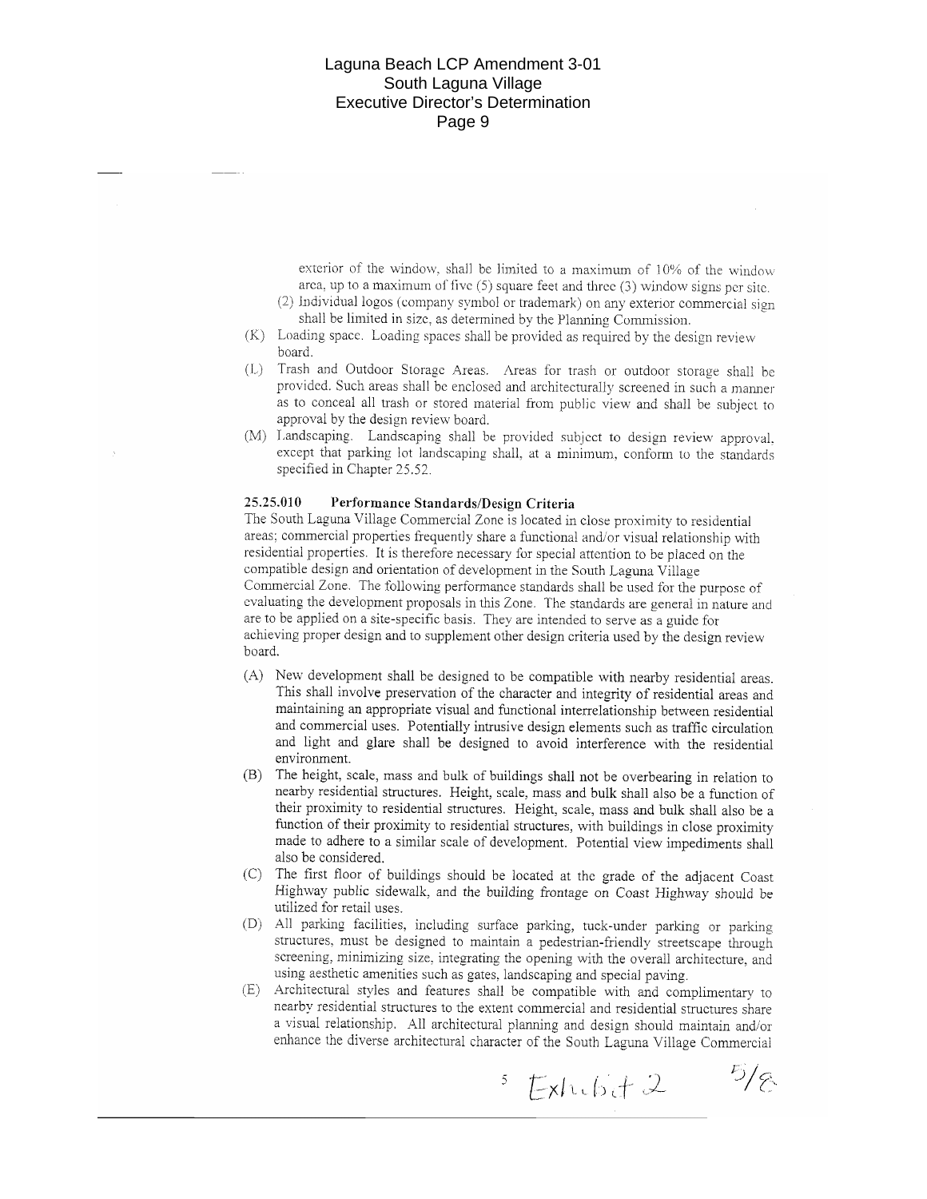exterior of the window, shall be limited to a maximum of 10% of the window area, up to a maximum of five (5) square feet and three (3) window signs per site.

(2) Individual logos (company symbol or trademark) on any exterior commercial sign shall be limited in size, as determined by the Planning Commission.

(K) Loading space. Loading spaces shall be provided as required by the design review board.

(L) Trash and Outdoor Storage Areas. Areas for trash or outdoor storage shall be provided. Such areas shall be enclosed and architecturally screened in such a manner as to conceal all trash or stored material from public view and shall be subject to approval by the design review board.

(M) Landscaping. Landscaping shall be provided subject to design review approval, except that parking lot landscaping shall, at a minimum, conform to the standards specified in Chapter 25.52.

**25.25.010 Performance Standards/Design Criteria**

The South Laguna Village Commercial Zone is located in close proximity to residential areas; commercial properties frequently share a functional and/or visual relationship with residential properties. It is therefore necessary for special attention to be placed on the compatible design and orientation of development in the South Laguna Village Commercial Zone. The following performance standards shall be used for the purpose of evaluating the development proposals in this Zone. The standards are general in nature and are to be applied on a site-specific basis. They are intended to serve as a guide for achieving proper design and to supplement other design criteria used by the design review board.

(A) New development shall be designed to be compatible with nearby residential areas. This shall involve preservation of the character and integrity of residential areas and maintaining an appropriate visual and functional interrelationship between residential and commercial uses. Potentially intrusive design elements such as traffic circulation and light and glare shall be designed to avoid interference with the residential environment.

(B) The height, scale, mass and bulk of buildings shall not be overbearing in relation to nearby residential structures. Height, scale, mass and bulk shall also be a function of their proximity to residential structures. Height, scale, mass and bulk shall also be a function of their proximity to residential structures, with buildings in close proximity made to adhere to a similar scale of development. Potential view impediments shall also be considered.

(C) The first floor of buildings should be located at the grade of the adjacent Coast Highway public sidewalk, and the building frontage on Coast Highway should be utilized for retail uses.

(D) All parking facilities, including surface parking, tuck-under parking or parking structures, must be designed to maintain a pedestrian-friendly streetscape through screening, minimizing size, integrating the opening with the overall architecture, and using aesthetic amenities such as gates, landscaping and special paving.

(E) Architectural styles and features shall be compatible with and complimentary to nearby residential structures to the extent commercial and residential structures share a visual relationship. All architectural planning and design should maintain and/or enhance the diverse architectural character of the South Laguna Village Commercial

Exhibit 2 5/8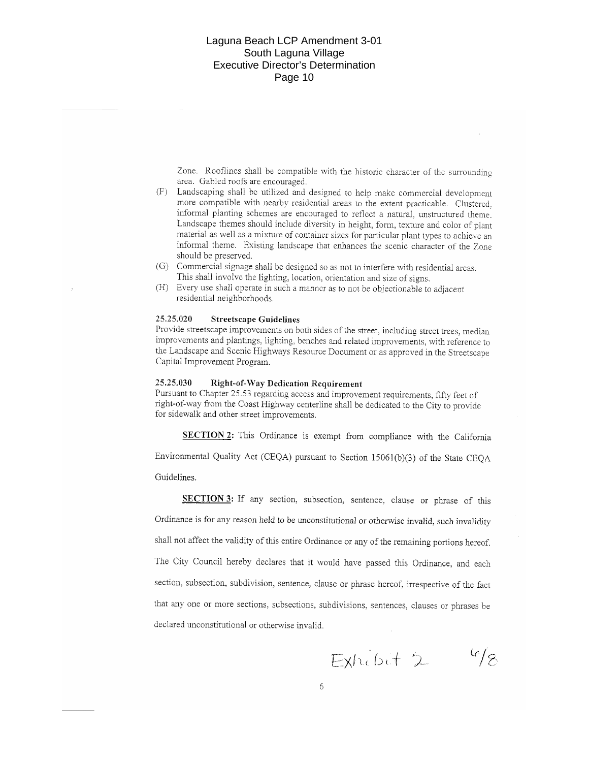Zone. Rooflines shall be compatible with the historic character of the surrounding area. Gabled roofs are encouraged.

(F) Landscaping shall be utilized and designed to help make commercial development more compatible with nearby residential areas to the extent practicable. Clustered, informal planting schemes are encouraged to reflect a natural, unstructured theme. Landscape themes should include diversity in height, form, texture and color of plant material as well as a mixture of container sizes for particular plant types to achieve an informal theme. Existing landscape that enhances the scenic character of the Zone should be preserved.

(G) Commercial signage shall be designed so as not to interfere with residential areas. This shall involve the lighting, location, orientation and size of signs.

(H) Every use shall operate in such a manner as to not be objectionable to adjacent residential neighborhoods.

**25.25.020 Streetscape Guidelines**

Provide streetscape improvements on both sides of the street, including street trees, median improvements and plantings, lighting, benches and related improvements, with reference to the Landscape and Scenic Highways Resource Document or as approved in the Streetscape Capital Improvement Program.

**25.25.030 Right-of-Way Dedication Requirement**

Pursuant to Chapter 25.53 regarding access and improvement requirements, fifty feet of right-of-way from the Coast Highway centerline shall be dedicated to the City to provide for sidewalk and other street improvements.

**SECTION 2:** This Ordinance is exempt from compliance with the California Environmental Quality Act (CEQA) pursuant to Section 15061(b)(3) of the State CEQA Guidelines.

**SECTION 3:** If any section, subsection, sentence, clause or phrase of this Ordinance is for any reason held to be unconstitutional or otherwise invalid, such invalidity shall not affect the validity of this entire Ordinance or any of the remaining portions hereof. The City Council hereby declares that it would have passed this Ordinance, and each section, subsection, subdivision, sentence, clause or phrase hereof, irrespective of the fact that any one or more sections, subsections, subdivisions, sentences, clauses or phrases be declared unconstitutional or otherwise invalid.

Exhibit 2 6/8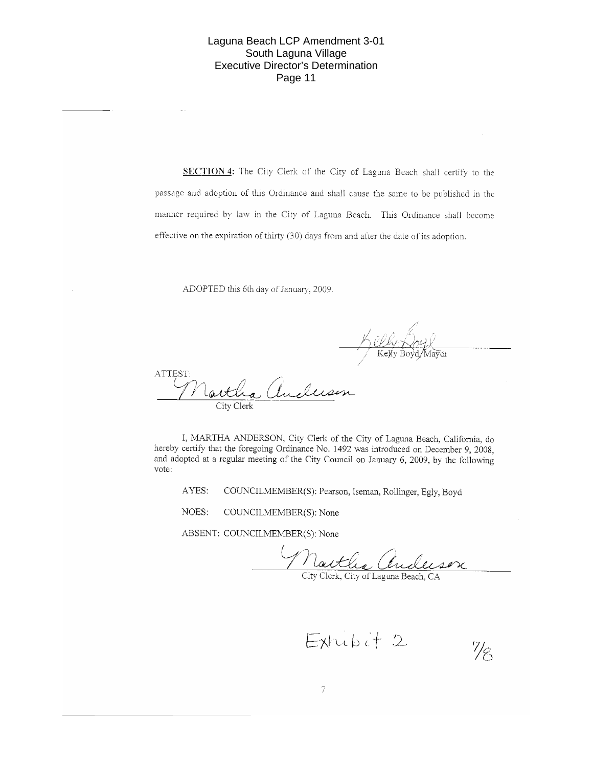**SECTION 4:** The City Clerk of the City of Laguna Beach shall certify to the passage and adoption of this Ordinance and shall cause the same to be published in the manner required by law in the City of Laguna Beach. This Ordinance shall become effective on the expiration of thirty (30) days from and after the date of its adoption.

ADOPTED this 6th day of January, 2009.

Kelly Boyd
Kelly Boyd/Mayor

ATTEST:

Martha Anderson
City Clerk

I, MARTHA ANDERSON, City Clerk of the City of Laguna Beach, California, do hereby certify that the foregoing Ordinance No. 1492 was introduced on December 9, 2008, and adopted at a regular meeting of the City Council on January 6, 2009, by the following vote:

AYES: COUNCILMEMBER(S): Pearson, Iseman, Rollinger, Egly, Boyd

NOES: COUNCILMEMBER(S): None

ABSENT: COUNCILMEMBER(S): None

Martha Anderson
City Clerk, City of Laguna Beach, CA

Exhibit 2 7/8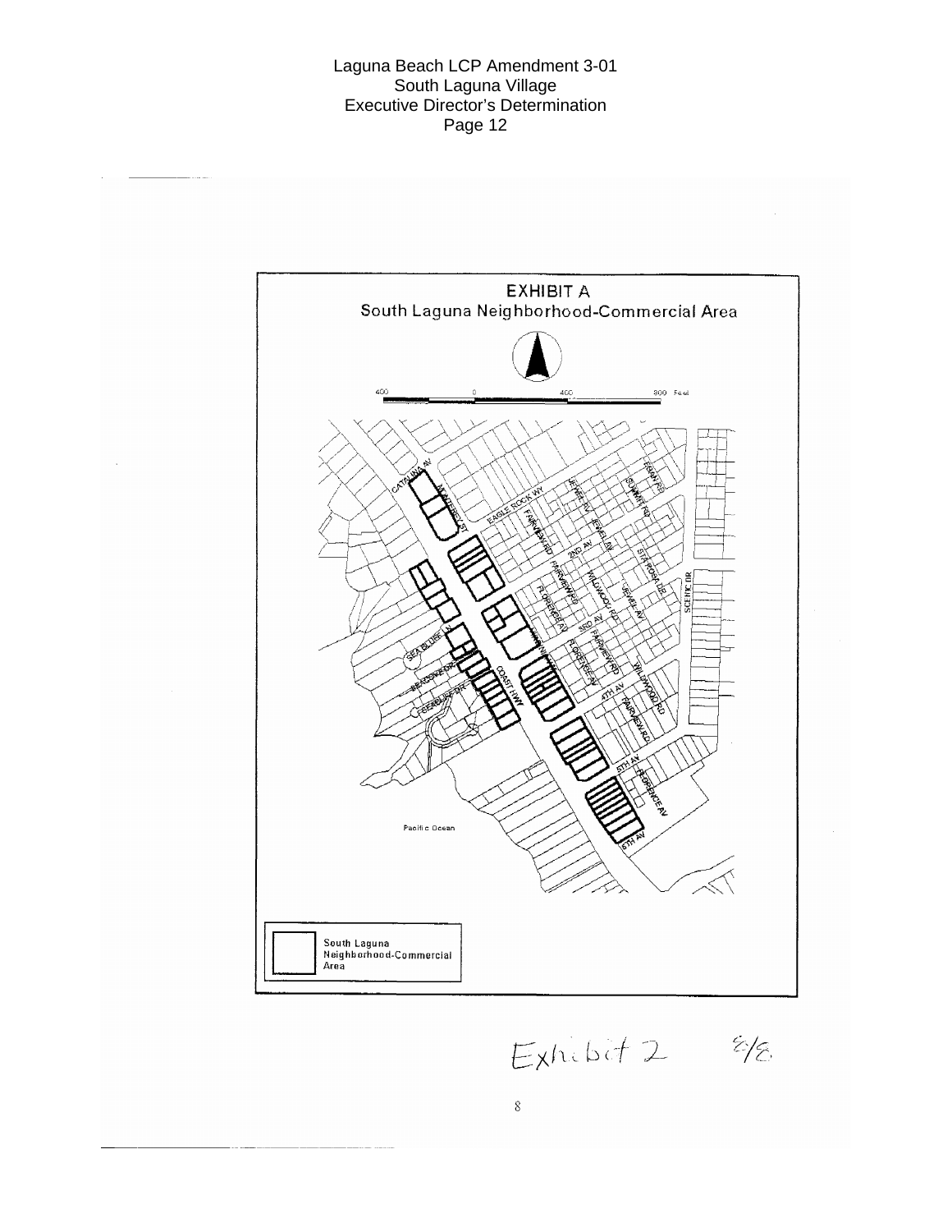# EXHIBIT A

## South Laguna Neighborhood-Commercial Area

400 0 400 800 Feet

South Laguna Neighborhood-Commercial Area

Exhibit 2 8/8

8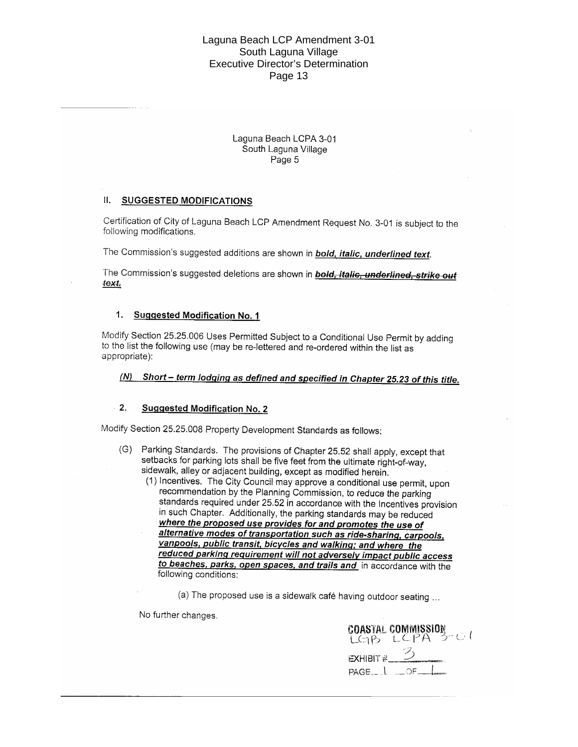Laguna Beach LCPA 3-01
South Laguna Village
Page 5

## II. SUGGESTED MODIFICATIONS

Certification of City of Laguna Beach LCP Amendment Request No. 3-01 is subject to the following modifications.

The Commission's suggested additions are shown in ***<u>bold, italic, underlined text</u>***.

The Commission's suggested deletions are shown in ***<u>~~bold, italic, underlined, strike out text.~~</u>***

### 1. Suggested Modification No. 1

Modify Section 25.25.006 Uses Permitted Subject to a Conditional Use Permit by adding to the list the following use (may be re-lettered and re-ordered within the list as appropriate):

***<u>(N) Short – term lodging as defined and specified in Chapter 25.23 of this title.</u>***

### 2. Suggested Modification No. 2

Modify Section 25.25.008 Property Development Standards as follows:

(G) Parking Standards. The provisions of Chapter 25.52 shall apply, except that setbacks for parking lots shall be five feet from the ultimate right-of-way, sidewalk, alley or adjacent building, except as modified herein.

(1) Incentives. The City Council may approve a conditional use permit, upon recommendation by the Planning Commission, to reduce the parking standards required under 25.52 in accordance with the Incentives provision in such Chapter. Additionally, the parking standards may be reduced ***<u>where the proposed use provides for and promotes the use of alternative modes of transportation such as ride-sharing, carpools, vanpools, public transit, bicycles and walking; and where the reduced parking requirement will not adversely impact public access to beaches, parks, open spaces, and trails and</u>*** in accordance with the following conditions:

(a) The proposed use is a sidewalk café having outdoor seating ...

No further changes.

COASTAL COMMISSION
LGB LCPA 3-01
EXHIBIT # 3
PAGE 1 OF 1